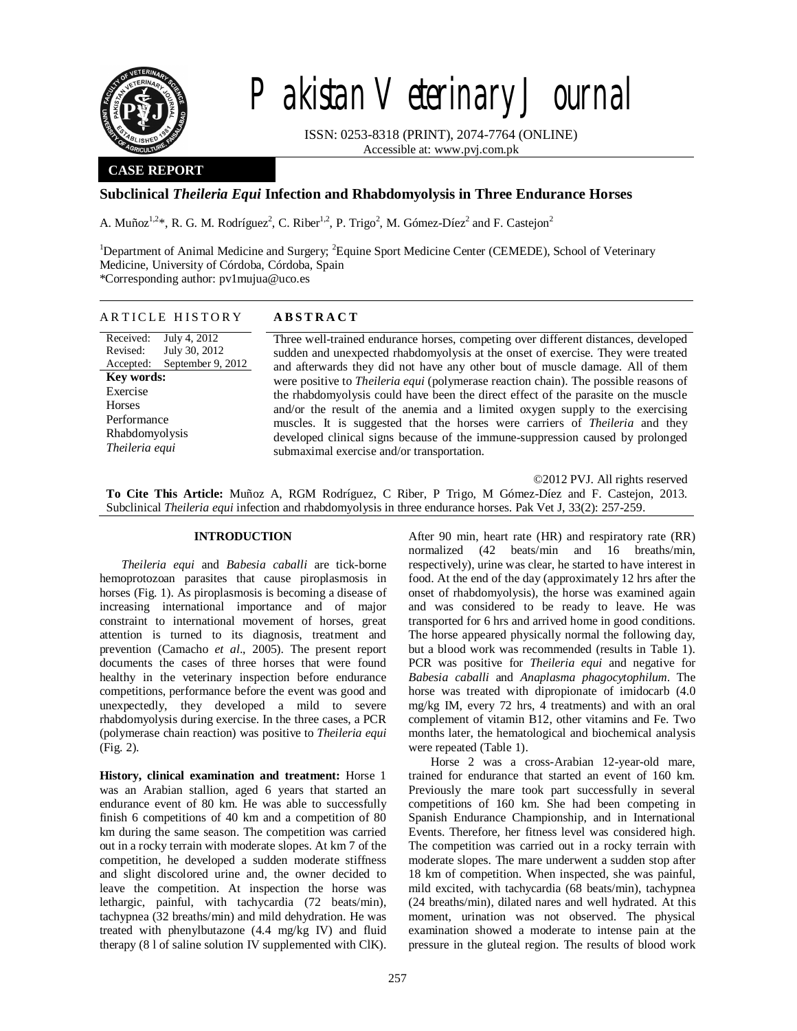# Pakistan Veterinary Journal

ISSN: 0253-8318 (PRINT), 2074-7764 (ONLINE)
Accessible at: www.pvj.com.pk

**CASE REPORT**

## Subclinical *Theileria Equi* Infection and Rhabdomyolysis in Three Endurance Horses

A. Muñoz[1,2]*, R. G. M. Rodríguez[2], C. Riber[1,2], P. Trigo[2], M. Gómez-Díez[2] and F. Castejon[2]

[1]Department of Animal Medicine and Surgery; [2]Equine Sport Medicine Center (CEMEDE), School of Veterinary Medicine, University of Córdoba, Córdoba, Spain
*Corresponding author: pv1mujua@uco.es

| ARTICLE HISTORY | |
|---|---|
| Received: | July 4, 2012 |
| Revised: | July 30, 2012 |
| Accepted: | September 9, 2012 |

**Key words:**
Exercise
Horses
Performance
Rhabdomyolysis
*Theileria equi*

### ABSTRACT

Three well-trained endurance horses, competing over different distances, developed sudden and unexpected rhabdomyolysis at the onset of exercise. They were treated and afterwards they did not have any other bout of muscle damage. All of them were positive to *Theileria equi* (polymerase reaction chain). The possible reasons of the rhabdomyolysis could have been the direct effect of the parasite on the muscle and/or the result of the anemia and a limited oxygen supply to the exercising muscles. It is suggested that the horses were carriers of *Theileria* and they developed clinical signs because of the immune-suppression caused by prolonged submaximal exercise and/or transportation.

©2012 PVJ. All rights reserved

**To Cite This Article:** Muñoz A, RGM Rodríguez, C Riber, P Trigo, M Gómez-Díez and F. Castejon, 2013. Subclinical *Theileria equi* infection and rhabdomyolysis in three endurance horses. Pak Vet J, 33(2): 257-259.

## INTRODUCTION

*Theileria equi* and *Babesia caballi* are tick-borne hemoprotozoan parasites that cause piroplasmosis in horses (Fig. 1). As piroplasmosis is becoming a disease of increasing international importance and of major constraint to international movement of horses, great attention is turned to its diagnosis, treatment and prevention (Camacho *et al*., 2005). The present report documents the cases of three horses that were found healthy in the veterinary inspection before endurance competitions, performance before the event was good and unexpectedly, they developed a mild to severe rhabdomyolysis during exercise. In the three cases, a PCR (polymerase chain reaction) was positive to *Theileria equi* (Fig. 2).

**History, clinical examination and treatment:** Horse 1 was an Arabian stallion, aged 6 years that started an endurance event of 80 km. He was able to successfully finish 6 competitions of 40 km and a competition of 80 km during the same season. The competition was carried out in a rocky terrain with moderate slopes. At km 7 of the competition, he developed a sudden moderate stiffness and slight discolored urine and, the owner decided to leave the competition. At inspection the horse was lethargic, painful, with tachycardia (72 beats/min), tachypnea (32 breaths/min) and mild dehydration. He was treated with phenylbutazone (4.4 mg/kg IV) and fluid therapy (8 l of saline solution IV supplemented with ClK). After 90 min, heart rate (HR) and respiratory rate (RR) normalized (42 beats/min and 16 breaths/min, respectively), urine was clear, he started to have interest in food. At the end of the day (approximately 12 hrs after the onset of rhabdomyolysis), the horse was examined again and was considered to be ready to leave. He was transported for 6 hrs and arrived home in good conditions. The horse appeared physically normal the following day, but a blood work was recommended (results in Table 1). PCR was positive for *Theileria equi* and negative for *Babesia caballi* and *Anaplasma phagocytophilum*. The horse was treated with dipropionate of imidocarb (4.0 mg/kg IM, every 72 hrs, 4 treatments) and with an oral complement of vitamin B12, other vitamins and Fe. Two months later, the hematological and biochemical analysis were repeated (Table 1).

Horse 2 was a cross-Arabian 12-year-old mare, trained for endurance that started an event of 160 km. Previously the mare took part successfully in several competitions of 160 km. She had been competing in Spanish Endurance Championship, and in International Events. Therefore, her fitness level was considered high. The competition was carried out in a rocky terrain with moderate slopes. The mare underwent a sudden stop after 18 km of competition. When inspected, she was painful, mild excited, with tachycardia (68 beats/min), tachypnea (24 breaths/min), dilated nares and well hydrated. At this moment, urination was not observed. The physical examination showed a moderate to intense pain at the pressure in the gluteal region. The results of blood work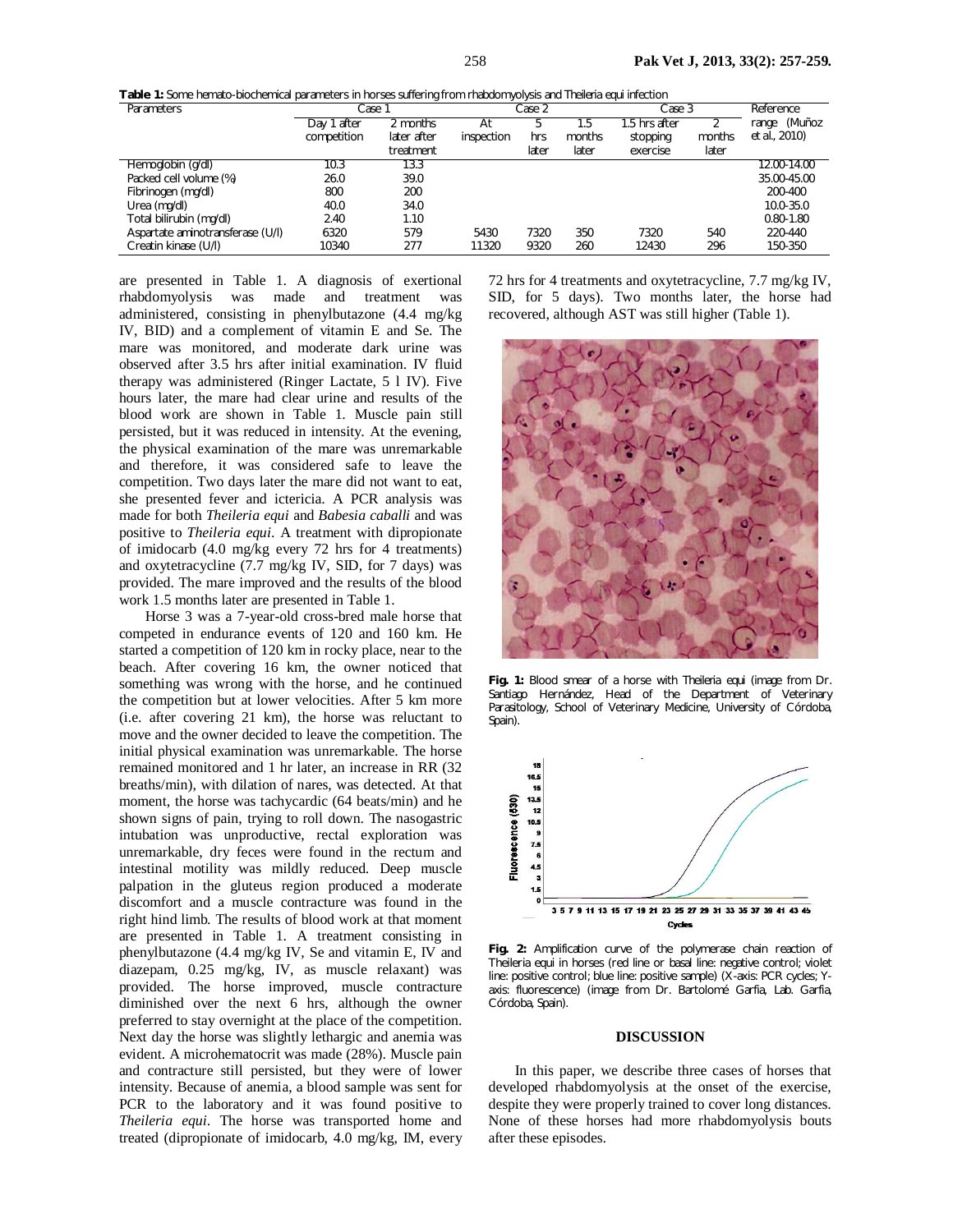**Table 1:** Some hemato-biochemical parameters in horses suffering from rhabdomyolysis and Theileria equi infection

| Parameters | Case 1 | | Case 2 | | | Case 3 | | Reference range (Muñoz et al., 2010) |
|---|---|---|---|---|---|---|---|---|
| | Day 1 after competition | 2 months later after treatment | At inspection | 5 hrs later | 1.5 months later | 1.5 hrs after stopping exercise | 2 months later | |
| Hemoglobin (g/dl) | 10.3 | 13.3 | | | | | | 12.00-14.00 |
| Packed cell volume (%) | 26.0 | 39.0 | | | | | | 35.00-45.00 |
| Fibrinogen (mg/dl) | 800 | 200 | | | | | | 200-400 |
| Urea (mg/dl) | 40.0 | 34.0 | | | | | | 10.0-35.0 |
| Total bilirubin (mg/dl) | 2.40 | 1.10 | | | | | | 0.80-1.80 |
| Aspartate aminotransferase (U/l) | 6320 | 579 | 5430 | 7320 | 350 | 7320 | 540 | 220-440 |
| Creatin kinase (U/l) | 10340 | 277 | 11320 | 9320 | 260 | 12430 | 296 | 150-350 |

are presented in Table 1. A diagnosis of exertional rhabdomyolysis was made and treatment was administered, consisting in phenylbutazone (4.4 mg/kg IV, BID) and a complement of vitamin E and Se. The mare was monitored, and moderate dark urine was observed after 3.5 hrs after initial examination. IV fluid therapy was administered (Ringer Lactate, 5 l IV). Five hours later, the mare had clear urine and results of the blood work are shown in Table 1. Muscle pain still persisted, but it was reduced in intensity. At the evening, the physical examination of the mare was unremarkable and therefore, it was considered safe to leave the competition. Two days later the mare did not want to eat, she presented fever and ictericia. A PCR analysis was made for both *Theileria equi* and *Babesia caballi* and was positive to *Theileria equi*. A treatment with dipropionate of imidocarb (4.0 mg/kg every 72 hrs for 4 treatments) and oxytetracycline (7.7 mg/kg IV, SID, for 7 days) was provided. The mare improved and the results of the blood work 1.5 months later are presented in Table 1.

Horse 3 was a 7-year-old cross-bred male horse that competed in endurance events of 120 and 160 km. He started a competition of 120 km in rocky place, near to the beach. After covering 16 km, the owner noticed that something was wrong with the horse, and he continued the competition but at lower velocities. After 5 km more (i.e. after covering 21 km), the horse was reluctant to move and the owner decided to leave the competition. The initial physical examination was unremarkable. The horse remained monitored and 1 hr later, an increase in RR (32 breaths/min), with dilation of nares, was detected. At that moment, the horse was tachycardic (64 beats/min) and he shown signs of pain, trying to roll down. The nasogastric intubation was unproductive, rectal exploration was unremarkable, dry feces were found in the rectum and intestinal motility was mildly reduced. Deep muscle palpation in the gluteus region produced a moderate discomfort and a muscle contracture was found in the right hind limb. The results of blood work at that moment are presented in Table 1. A treatment consisting in phenylbutazone (4.4 mg/kg IV, Se and vitamin E, IV and diazepam, 0.25 mg/kg, IV, as muscle relaxant) was provided. The horse improved, muscle contracture diminished over the next 6 hrs, although the owner preferred to stay overnight at the place of the competition. Next day the horse was slightly lethargic and anemia was evident. A microhematocrit was made (28%). Muscle pain and contracture still persisted, but they were of lower intensity. Because of anemia, a blood sample was sent for PCR to the laboratory and it was found positive to *Theileria equi*. The horse was transported home and treated (dipropionate of imidocarb, 4.0 mg/kg, IM, every 72 hrs for 4 treatments and oxytetracycline, 7.7 mg/kg IV, SID, for 5 days). Two months later, the horse had recovered, although AST was still higher (Table 1).

**Fig. 1:** Blood smear of a horse with Theileria equi (image from Dr. Santiago Hernández, Head of the Department of Veterinary Parasitology, School of Veterinary Medicine, University of Córdoba, Spain).

Fluorescence (530)
18
16.5
15
13.5
12
10.5
9
7.5
6
4.5
3
1.5
0
3 5 7 9 11 13 15 17 19 21 23 25 27 29 31 33 35 37 39 41 43 45
Cycles

**Fig. 2:** Amplification curve of the polymerase chain reaction of Theileria equi in horses (red line or basal line: negative control; violet line: positive control; blue line: positive sample) (X-axis: PCR cycles; Y-axis: fluorescence) (image from Dr. Bartolomé Garfia, Lab. Garfia, Córdoba, Spain).

## DISCUSSION

In this paper, we describe three cases of horses that developed rhabdomyolysis at the onset of the exercise, despite they were properly trained to cover long distances. None of these horses had more rhabdomyolysis bouts after these episodes.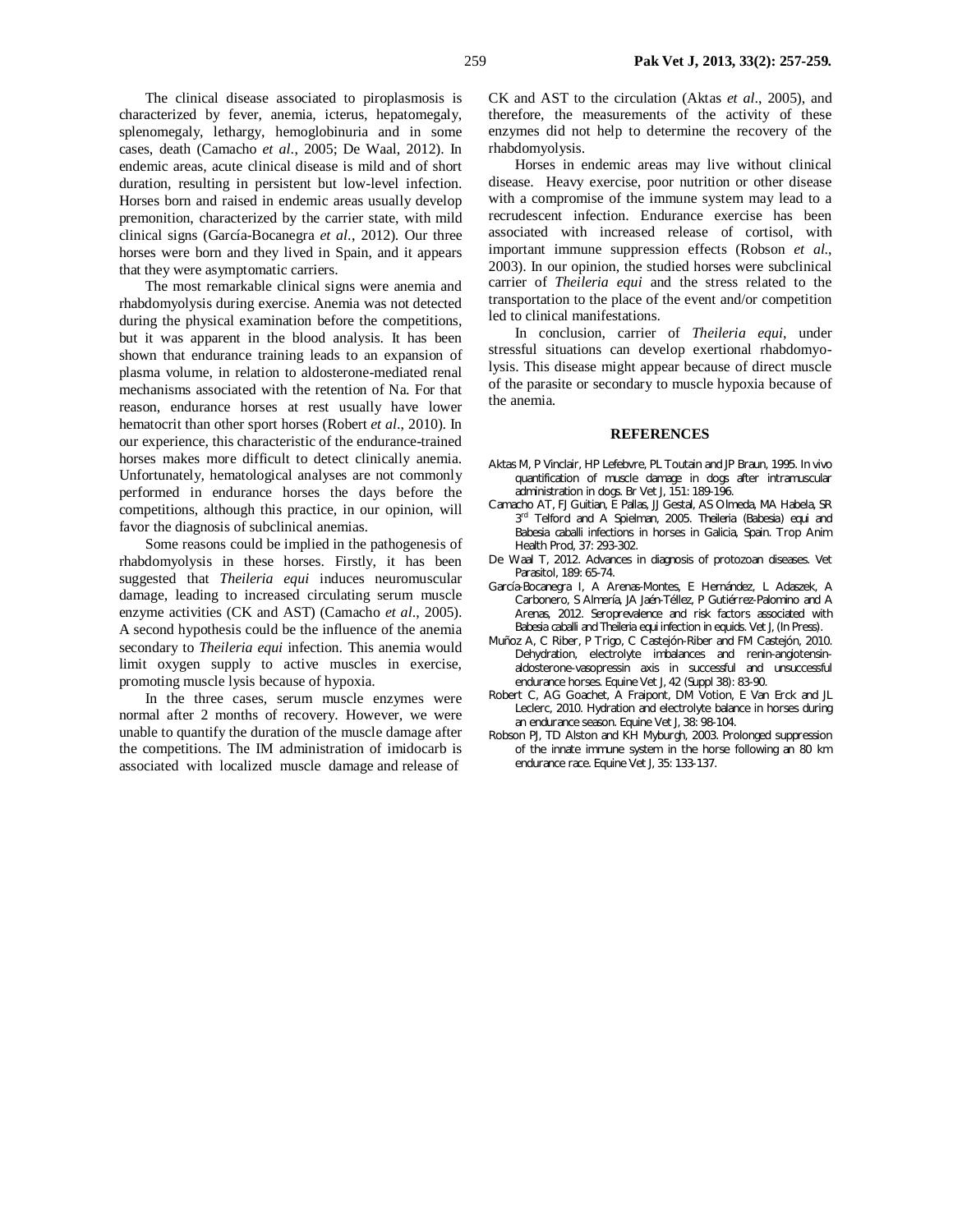The clinical disease associated to piroplasmosis is characterized by fever, anemia, icterus, hepatomegaly, splenomegaly, lethargy, hemoglobinuria and in some cases, death (Camacho *et al*., 2005; De Waal, 2012). In endemic areas, acute clinical disease is mild and of short duration, resulting in persistent but low-level infection. Horses born and raised in endemic areas usually develop premonition, characterized by the carrier state, with mild clinical signs (García-Bocanegra *et al*., 2012). Our three horses were born and they lived in Spain, and it appears that they were asymptomatic carriers.

The most remarkable clinical signs were anemia and rhabdomyolysis during exercise. Anemia was not detected during the physical examination before the competitions, but it was apparent in the blood analysis. It has been shown that endurance training leads to an expansion of plasma volume, in relation to aldosterone-mediated renal mechanisms associated with the retention of Na. For that reason, endurance horses at rest usually have lower hematocrit than other sport horses (Robert *et al*., 2010). In our experience, this characteristic of the endurance-trained horses makes more difficult to detect clinically anemia. Unfortunately, hematological analyses are not commonly performed in endurance horses the days before the competitions, although this practice, in our opinion, will favor the diagnosis of subclinical anemias.

Some reasons could be implied in the pathogenesis of rhabdomyolysis in these horses. Firstly, it has been suggested that *Theileria equi* induces neuromuscular damage, leading to increased circulating serum muscle enzyme activities (CK and AST) (Camacho *et al*., 2005). A second hypothesis could be the influence of the anemia secondary to *Theileria equi* infection. This anemia would limit oxygen supply to active muscles in exercise, promoting muscle lysis because of hypoxia.

In the three cases, serum muscle enzymes were normal after 2 months of recovery. However, we were unable to quantify the duration of the muscle damage after the competitions. The IM administration of imidocarb is associated with localized muscle damage and release of CK and AST to the circulation (Aktas *et al*., 2005), and therefore, the measurements of the activity of these enzymes did not help to determine the recovery of the rhabdomyolysis.

Horses in endemic areas may live without clinical disease. Heavy exercise, poor nutrition or other disease with a compromise of the immune system may lead to a recrudescent infection. Endurance exercise has been associated with increased release of cortisol, with important immune suppression effects (Robson *et al*., 2003). In our opinion, the studied horses were subclinical carrier of *Theileria equi* and the stress related to the transportation to the place of the event and/or competition led to clinical manifestations.

In conclusion, carrier of *Theileria equi*, under stressful situations can develop exertional rhabdomyolysis. This disease might appear because of direct muscle of the parasite or secondary to muscle hypoxia because of the anemia.

## REFERENCES

Aktas M, P Vinclair, HP Lefebvre, PL Toutain and JP Braun, 1995. In vivo quantification of muscle damage in dogs after intramuscular administration in dogs. Br Vet J, 151: 189-196.

Camacho AT, FJ Guitian, E Pallas, JJ Gestal, AS Olmeda, MA Habela, SR 3rd Telford and A Spielman, 2005. Theileria (Babesia) equi and Babesia caballi infections in horses in Galicia, Spain. Trop Anim Health Prod, 37: 293-302.

De Waal T, 2012. Advances in diagnosis of protozoan diseases. Vet Parasitol, 189: 65-74.

García-Bocanegra I, A Arenas-Montes, E Hernández, L Adaszek, A Carbonero, S Almería, JA Jaén-Téllez, P Gutiérrez-Palomino and A Arenas, 2012. Seroprevalence and risk factors associated with Babesia caballi and Theileria equi infection in equids. Vet J, (In Press).

Muñoz A, C Riber, P Trigo, C Castejón-Riber and FM Castejón, 2010. Dehydration, electrolyte imbalances and renin-angiotensin-aldosterone-vasopressin axis in successful and unsuccessful endurance horses. Equine Vet J, 42 (Suppl 38): 83-90.

Robert C, AG Goachet, A Fraipont, DM Votion, E Van Erck and JL Leclerc, 2010. Hydration and electrolyte balance in horses during an endurance season. Equine Vet J, 38: 98-104.

Robson PJ, TD Alston and KH Myburgh, 2003. Prolonged suppression of the innate immune system in the horse following an 80 km endurance race. Equine Vet J, 35: 133-137.